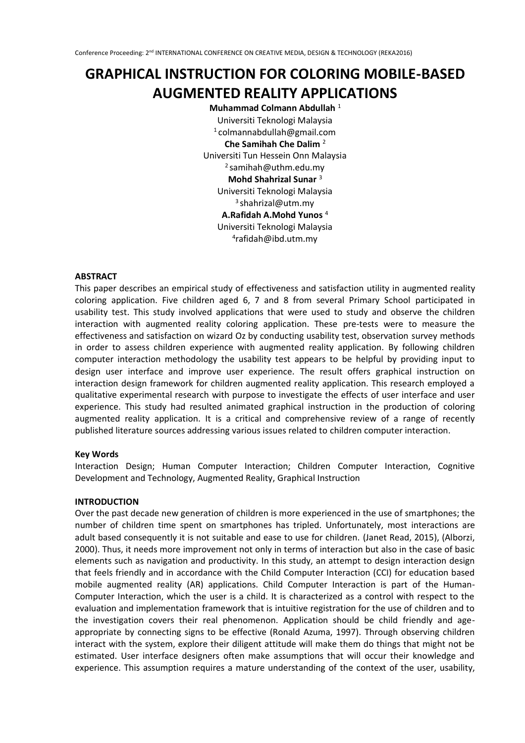# GRAPHICAL INSTRUCTION FOR COLORING MOBILE-BASED AUGMENTED REALITY APPLICATIONS

**Muhammad Colmann Abdullah** [1]
Universiti Teknologi Malaysia
[1] colmannabdullah@gmail.com

**Che Samihah Che Dalim** [2]
Universiti Tun Hessein Onn Malaysia
[2] samihah@uthm.edu.my

**Mohd Shahrizal Sunar** [3]
Universiti Teknologi Malaysia
[3] shahrizal@utm.my

**A.Rafidah A.Mohd Yunos** [4]
Universiti Teknologi Malaysia
[4] rafidah@ibd.utm.my

## ABSTRACT

This paper describes an empirical study of effectiveness and satisfaction utility in augmented reality coloring application. Five children aged 6, 7 and 8 from several Primary School participated in usability test. This study involved applications that were used to study and observe the children interaction with augmented reality coloring application. These pre-tests were to measure the effectiveness and satisfaction on wizard Oz by conducting usability test, observation survey methods in order to assess children experience with augmented reality application. By following children computer interaction methodology the usability test appears to be helpful by providing input to design user interface and improve user experience. The result offers graphical instruction on interaction design framework for children augmented reality application. This research employed a qualitative experimental research with purpose to investigate the effects of user interface and user experience. This study had resulted animated graphical instruction in the production of coloring augmented reality application. It is a critical and comprehensive review of a range of recently published literature sources addressing various issues related to children computer interaction.

### Key Words

Interaction Design; Human Computer Interaction; Children Computer Interaction, Cognitive Development and Technology, Augmented Reality, Graphical Instruction

## INTRODUCTION

Over the past decade new generation of children is more experienced in the use of smartphones; the number of children time spent on smartphones has tripled. Unfortunately, most interactions are adult based consequently it is not suitable and ease to use for children. (Janet Read, 2015), (Alborzi, 2000). Thus, it needs more improvement not only in terms of interaction but also in the case of basic elements such as navigation and productivity. In this study, an attempt to design interaction design that feels friendly and in accordance with the Child Computer Interaction (CCI) for education based mobile augmented reality (AR) applications. Child Computer Interaction is part of the Human-Computer Interaction, which the user is a child. It is characterized as a control with respect to the evaluation and implementation framework that is intuitive registration for the use of children and to the investigation covers their real phenomenon. Application should be child friendly and age-appropriate by connecting signs to be effective (Ronald Azuma, 1997). Through observing children interact with the system, explore their diligent attitude will make them do things that might not be estimated. User interface designers often make assumptions that will occur their knowledge and experience. This assumption requires a mature understanding of the context of the user, usability,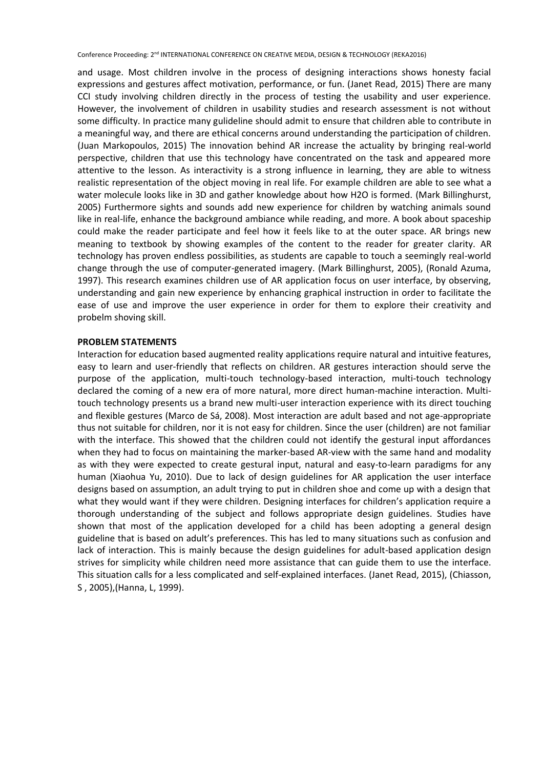and usage. Most children involve in the process of designing interactions shows honesty facial expressions and gestures affect motivation, performance, or fun. (Janet Read, 2015) There are many CCI study involving children directly in the process of testing the usability and user experience. However, the involvement of children in usability studies and research assessment is not without some difficulty. In practice many gulideline should admit to ensure that children able to contribute in a meaningful way, and there are ethical concerns around understanding the participation of children. (Juan Markopoulos, 2015) The innovation behind AR increase the actuality by bringing real-world perspective, children that use this technology have concentrated on the task and appeared more attentive to the lesson. As interactivity is a strong influence in learning, they are able to witness realistic representation of the object moving in real life. For example children are able to see what a water molecule looks like in 3D and gather knowledge about how $H_2O$ is formed. (Mark Billinghurst, 2005) Furthermore sights and sounds add new experience for children by watching animals sound like in real-life, enhance the background ambiance while reading, and more. A book about spaceship could make the reader participate and feel how it feels like to at the outer space. AR brings new meaning to textbook by showing examples of the content to the reader for greater clarity. AR technology has proven endless possibilities, as students are capable to touch a seemingly real-world change through the use of computer-generated imagery. (Mark Billinghurst, 2005), (Ronald Azuma, 1997). This research examines children use of AR application focus on user interface, by observing, understanding and gain new experience by enhancing graphical instruction in order to facilitate the ease of use and improve the user experience in order for them to explore their creativity and probelm shoving skill.

## PROBLEM STATEMENTS

Interaction for education based augmented reality applications require natural and intuitive features, easy to learn and user-friendly that reflects on children. AR gestures interaction should serve the purpose of the application, multi-touch technology-based interaction, multi-touch technology declared the coming of a new era of more natural, more direct human-machine interaction. Multi-touch technology presents us a brand new multi-user interaction experience with its direct touching and flexible gestures (Marco de Sá, 2008). Most interaction are adult based and not age-appropriate thus not suitable for children, nor it is not easy for children. Since the user (children) are not familiar with the interface. This showed that the children could not identify the gestural input affordances when they had to focus on maintaining the marker-based AR-view with the same hand and modality as with they were expected to create gestural input, natural and easy-to-learn paradigms for any human (Xiaohua Yu, 2010). Due to lack of design guidelines for AR application the user interface designs based on assumption, an adult trying to put in children shoe and come up with a design that what they would want if they were children. Designing interfaces for children's application require a thorough understanding of the subject and follows appropriate design guidelines. Studies have shown that most of the application developed for a child has been adopting a general design guideline that is based on adult's preferences. This has led to many situations such as confusion and lack of interaction. This is mainly because the design guidelines for adult-based application design strives for simplicity while children need more assistance that can guide them to use the interface. This situation calls for a less complicated and self-explained interfaces. (Janet Read, 2015), (Chiasson, S , 2005),(Hanna, L, 1999).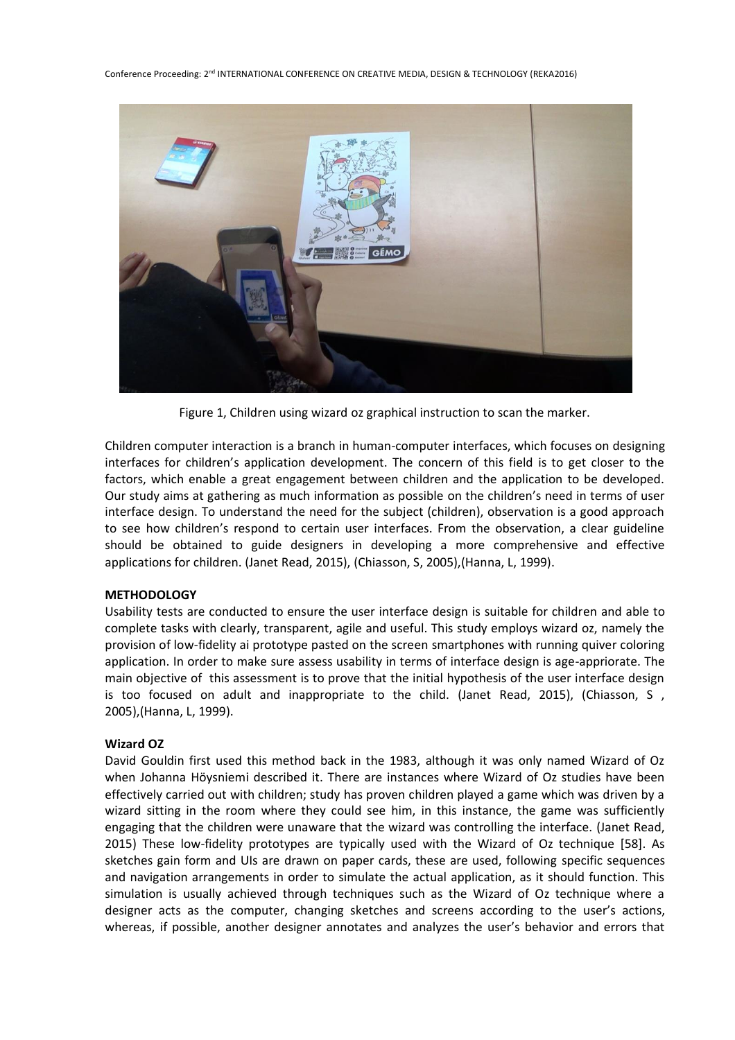Figure 1, Children using wizard oz graphical instruction to scan the marker.

Children computer interaction is a branch in human-computer interfaces, which focuses on designing interfaces for children's application development. The concern of this field is to get closer to the factors, which enable a great engagement between children and the application to be developed. Our study aims at gathering as much information as possible on the children's need in terms of user interface design. To understand the need for the subject (children), observation is a good approach to see how children's respond to certain user interfaces. From the observation, a clear guideline should be obtained to guide designers in developing a more comprehensive and effective applications for children. (Janet Read, 2015), (Chiasson, S, 2005),(Hanna, L, 1999).

**METHODOLOGY**

Usability tests are conducted to ensure the user interface design is suitable for children and able to complete tasks with clearly, transparent, agile and useful. This study employs wizard oz, namely the provision of low-fidelity ai prototype pasted on the screen smartphones with running quiver coloring application. In order to make sure assess usability in terms of interface design is age-appriorate. The main objective of this assessment is to prove that the initial hypothesis of the user interface design is too focused on adult and inappropriate to the child. (Janet Read, 2015), (Chiasson, S , 2005),(Hanna, L, 1999).

**Wizard OZ**

David Gouldin first used this method back in the 1983, although it was only named Wizard of Oz when Johanna Höysniemi described it. There are instances where Wizard of Oz studies have been effectively carried out with children; study has proven children played a game which was driven by a wizard sitting in the room where they could see him, in this instance, the game was sufficiently engaging that the children were unaware that the wizard was controlling the interface. (Janet Read, 2015) These low-fidelity prototypes are typically used with the Wizard of Oz technique [58]. As sketches gain form and UIs are drawn on paper cards, these are used, following specific sequences and navigation arrangements in order to simulate the actual application, as it should function. This simulation is usually achieved through techniques such as the Wizard of Oz technique where a designer acts as the computer, changing sketches and screens according to the user's actions, whereas, if possible, another designer annotates and analyzes the user's behavior and errors that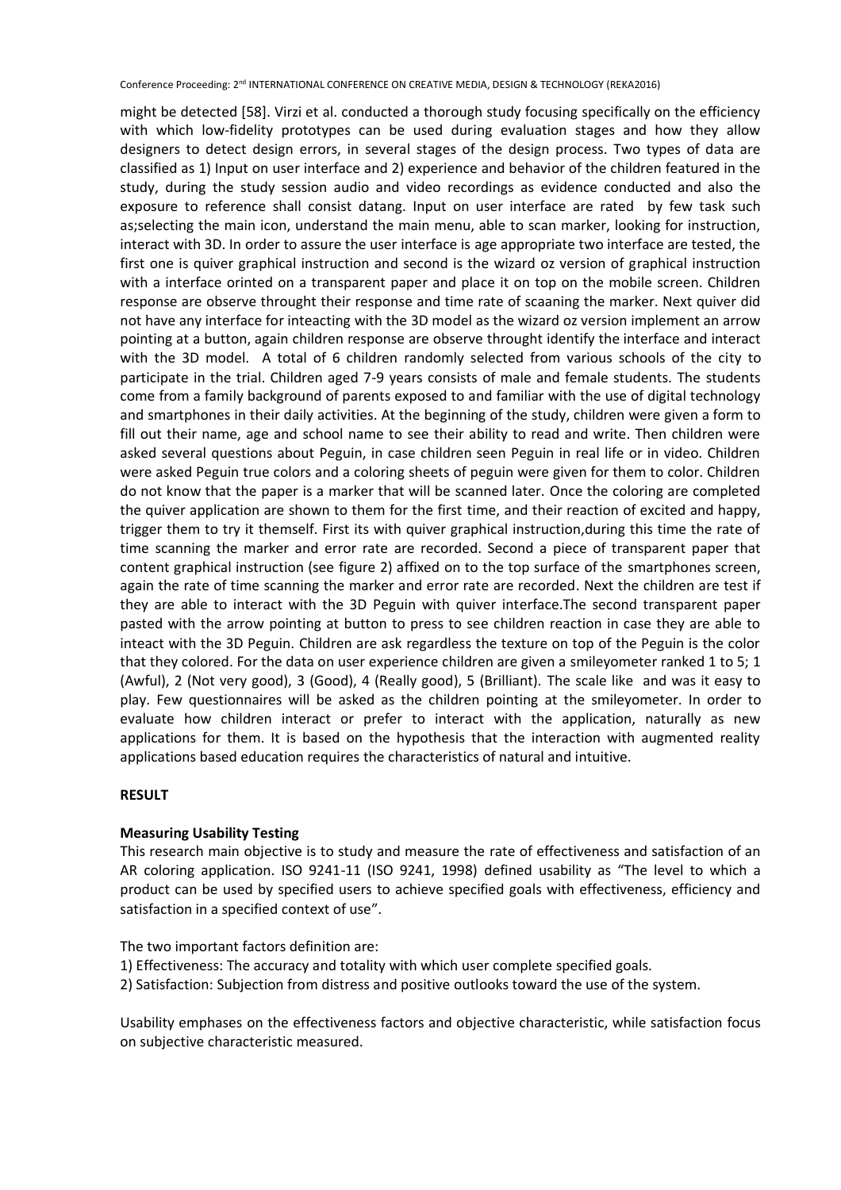might be detected [58]. Virzi et al. conducted a thorough study focusing specifically on the efficiency with which low-fidelity prototypes can be used during evaluation stages and how they allow designers to detect design errors, in several stages of the design process. Two types of data are classified as 1) Input on user interface and 2) experience and behavior of the children featured in the study, during the study session audio and video recordings as evidence conducted and also the exposure to reference shall consist datang. Input on user interface are rated by few task such as;selecting the main icon, understand the main menu, able to scan marker, looking for instruction, interact with 3D. In order to assure the user interface is age appropriate two interface are tested, the first one is quiver graphical instruction and second is the wizard oz version of graphical instruction with a interface orinted on a transparent paper and place it on top on the mobile screen. Children response are observe throught their response and time rate of scaaning the marker. Next quiver did not have any interface for inteacting with the 3D model as the wizard oz version implement an arrow pointing at a button, again children response are observe throught identify the interface and interact with the 3D model. A total of 6 children randomly selected from various schools of the city to participate in the trial. Children aged 7-9 years consists of male and female students. The students come from a family background of parents exposed to and familiar with the use of digital technology and smartphones in their daily activities. At the beginning of the study, children were given a form to fill out their name, age and school name to see their ability to read and write. Then children were asked several questions about Peguin, in case children seen Peguin in real life or in video. Children were asked Peguin true colors and a coloring sheets of peguin were given for them to color. Children do not know that the paper is a marker that will be scanned later. Once the coloring are completed the quiver application are shown to them for the first time, and their reaction of excited and happy, trigger them to try it themself. First its with quiver graphical instruction,during this time the rate of time scanning the marker and error rate are recorded. Second a piece of transparent paper that content graphical instruction (see figure 2) affixed on to the top surface of the smartphones screen, again the rate of time scanning the marker and error rate are recorded. Next the children are test if they are able to interact with the 3D Peguin with quiver interface.The second transparent paper pasted with the arrow pointing at button to press to see children reaction in case they are able to inteact with the 3D Peguin. Children are ask regardless the texture on top of the Peguin is the color that they colored. For the data on user experience children are given a smileyometer ranked 1 to 5; 1 (Awful), 2 (Not very good), 3 (Good), 4 (Really good), 5 (Brilliant). The scale like and was it easy to play. Few questionnaires will be asked as the children pointing at the smileyometer. In order to evaluate how children interact or prefer to interact with the application, naturally as new applications for them. It is based on the hypothesis that the interaction with augmented reality applications based education requires the characteristics of natural and intuitive.

## RESULT

### Measuring Usability Testing

This research main objective is to study and measure the rate of effectiveness and satisfaction of an AR coloring application. ISO 9241-11 (ISO 9241, 1998) defined usability as "The level to which a product can be used by specified users to achieve specified goals with effectiveness, efficiency and satisfaction in a specified context of use".

The two important factors definition are:

1) Effectiveness: The accuracy and totality with which user complete specified goals.
2) Satisfaction: Subjection from distress and positive outlooks toward the use of the system.

Usability emphases on the effectiveness factors and objective characteristic, while satisfaction focus on subjective characteristic measured.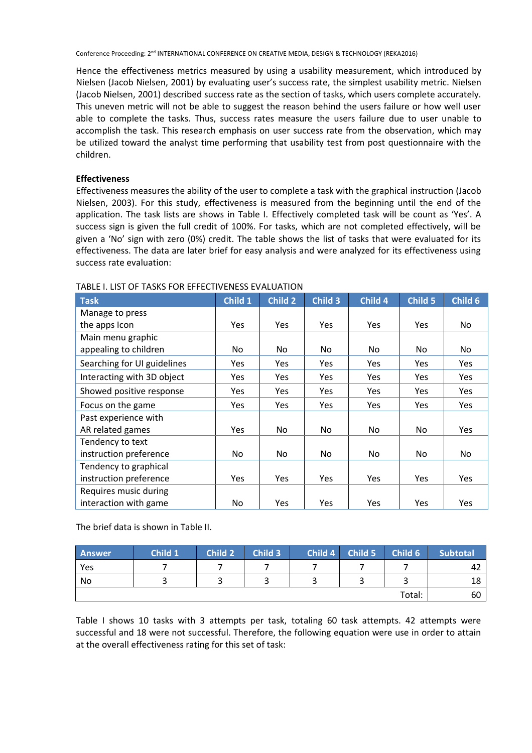Hence the effectiveness metrics measured by using a usability measurement, which introduced by Nielsen (Jacob Nielsen, 2001) by evaluating user's success rate, the simplest usability metric. Nielsen (Jacob Nielsen, 2001) described success rate as the section of tasks, which users complete accurately. This uneven metric will not be able to suggest the reason behind the users failure or how well user able to complete the tasks. Thus, success rates measure the users failure due to user unable to accomplish the task. This research emphasis on user success rate from the observation, which may be utilized toward the analyst time performing that usability test from post questionnaire with the children.

**Effectiveness**

Effectiveness measures the ability of the user to complete a task with the graphical instruction (Jacob Nielsen, 2003). For this study, effectiveness is measured from the beginning until the end of the application. The task lists are shows in Table I. Effectively completed task will be count as 'Yes'. A success sign is given the full credit of 100%. For tasks, which are not completed effectively, will be given a 'No' sign with zero (0%) credit. The table shows the list of tasks that were evaluated for its effectiveness. The data are later brief for easy analysis and were analyzed for its effectiveness using success rate evaluation:

TABLE I. LIST OF TASKS FOR EFFECTIVENESS EVALUATION

| Task | Child 1 | Child 2 | Child 3 | Child 4 | Child 5 | Child 6 |
|---|---|---|---|---|---|---|
| Manage to press the apps Icon | Yes | Yes | Yes | Yes | Yes | No |
| Main menu graphic appealing to children | No | No | No | No | No | No |
| Searching for UI guidelines | Yes | Yes | Yes | Yes | Yes | Yes |
| Interacting with 3D object | Yes | Yes | Yes | Yes | Yes | Yes |
| Showed positive response | Yes | Yes | Yes | Yes | Yes | Yes |
| Focus on the game | Yes | Yes | Yes | Yes | Yes | Yes |
| Past experience with AR related games | Yes | No | No | No | No | Yes |
| Tendency to text instruction preference | No | No | No | No | No | No |
| Tendency to graphical instruction preference | Yes | Yes | Yes | Yes | Yes | Yes |
| Requires music during interaction with game | No | Yes | Yes | Yes | Yes | Yes |

The brief data is shown in Table II.

| Answer | Child 1 | Child 2 | Child 3 | Child 4 | Child 5 | Child 6 | Subtotal |
|---|---|---|---|---|---|---|---|
| Yes | 7 | 7 | 7 | 7 | 7 | 7 | 42 |
| No | 3 | 3 | 3 | 3 | 3 | 3 | 18 |
| | | | | | | Total: | 60 |

Table I shows 10 tasks with 3 attempts per task, totaling 60 task attempts. 42 attempts were successful and 18 were not successful. Therefore, the following equation were use in order to attain at the overall effectiveness rating for this set of task: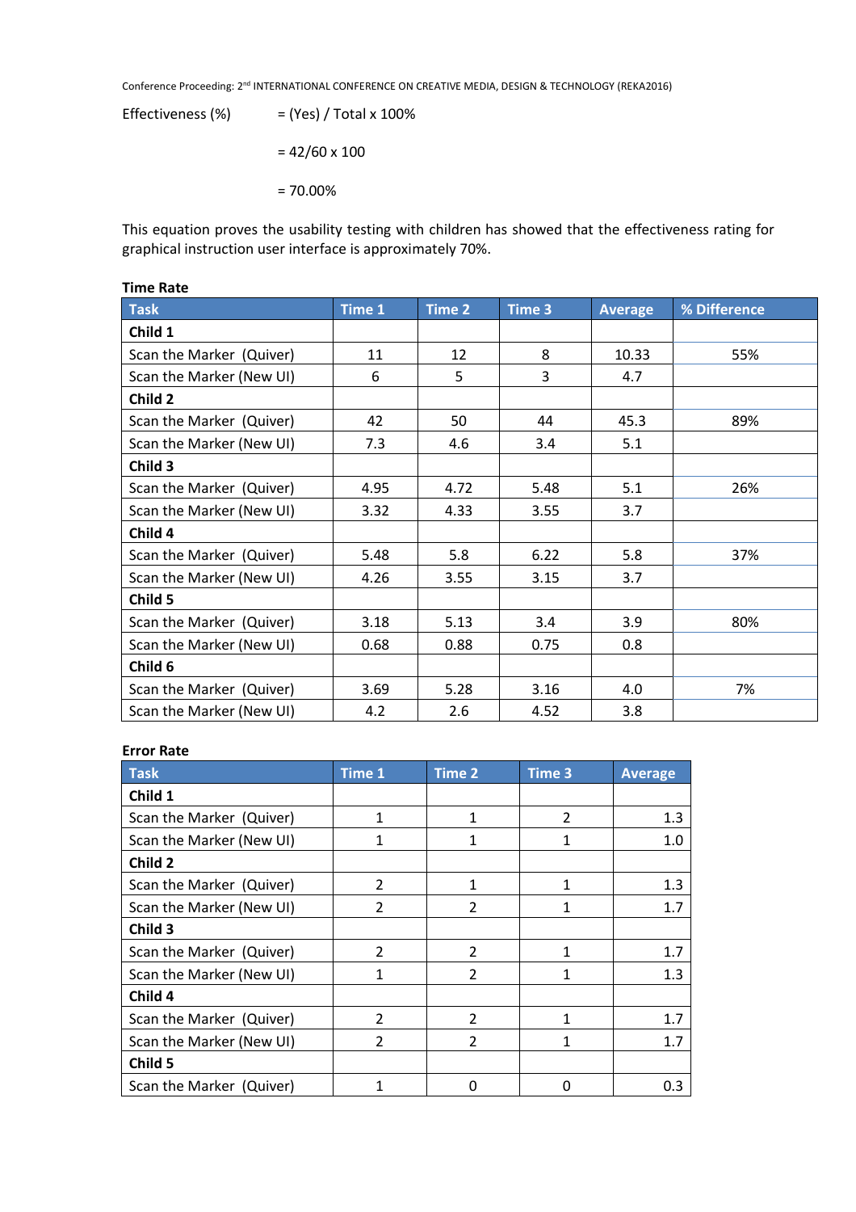Effectiveness (%) = (Yes) / Total x 100%

= 42/60 x 100

= 70.00%

This equation proves the usability testing with children has showed that the effectiveness rating for graphical instruction user interface is approximately 70%.

**Time Rate**

| Task | Time 1 | Time 2 | Time 3 | Average | % Difference |
|---|---|---|---|---|---|
| **Child 1** | | | | | |
| Scan the Marker (Quiver) | 11 | 12 | 8 | 10.33 | 55% |
| Scan the Marker (New UI) | 6 | 5 | 3 | 4.7 | |
| **Child 2** | | | | | |
| Scan the Marker (Quiver) | 42 | 50 | 44 | 45.3 | 89% |
| Scan the Marker (New UI) | 7.3 | 4.6 | 3.4 | 5.1 | |
| **Child 3** | | | | | |
| Scan the Marker (Quiver) | 4.95 | 4.72 | 5.48 | 5.1 | 26% |
| Scan the Marker (New UI) | 3.32 | 4.33 | 3.55 | 3.7 | |
| **Child 4** | | | | | |
| Scan the Marker (Quiver) | 5.48 | 5.8 | 6.22 | 5.8 | 37% |
| Scan the Marker (New UI) | 4.26 | 3.55 | 3.15 | 3.7 | |
| **Child 5** | | | | | |
| Scan the Marker (Quiver) | 3.18 | 5.13 | 3.4 | 3.9 | 80% |
| Scan the Marker (New UI) | 0.68 | 0.88 | 0.75 | 0.8 | |
| **Child 6** | | | | | |
| Scan the Marker (Quiver) | 3.69 | 5.28 | 3.16 | 4.0 | 7% |
| Scan the Marker (New UI) | 4.2 | 2.6 | 4.52 | 3.8 | |

**Error Rate**

| Task | Time 1 | Time 2 | Time 3 | Average |
|---|---|---|---|---|
| **Child 1** | | | | |
| Scan the Marker (Quiver) | 1 | 1 | 2 | 1.3 |
| Scan the Marker (New UI) | 1 | 1 | 1 | 1.0 |
| **Child 2** | | | | |
| Scan the Marker (Quiver) | 2 | 1 | 1 | 1.3 |
| Scan the Marker (New UI) | 2 | 2 | 1 | 1.7 |
| **Child 3** | | | | |
| Scan the Marker (Quiver) | 2 | 2 | 1 | 1.7 |
| Scan the Marker (New UI) | 1 | 2 | 1 | 1.3 |
| **Child 4** | | | | |
| Scan the Marker (Quiver) | 2 | 2 | 1 | 1.7 |
| Scan the Marker (New UI) | 2 | 2 | 1 | 1.7 |
| **Child 5** | | | | |
| Scan the Marker (Quiver) | 1 | 0 | 0 | 0.3 |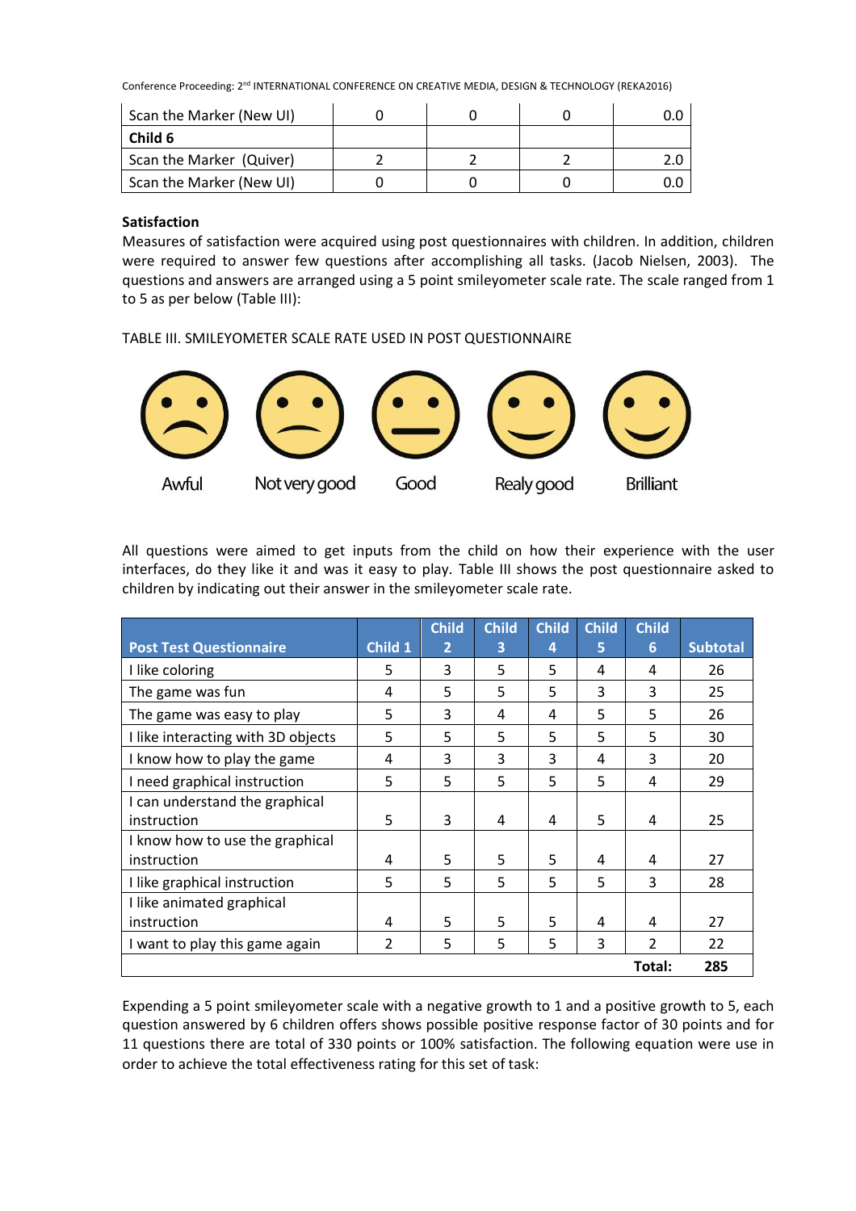| Scan the Marker (New UI) | 0 | 0 | 0 | 0.0 |
|---|---|---|---|---|
| **Child 6** | | | | |
| Scan the Marker (Quiver) | 2 | 2 | 2 | 2.0 |
| Scan the Marker (New UI) | 0 | 0 | 0 | 0.0 |

**Satisfaction**

Measures of satisfaction were acquired using post questionnaires with children. In addition, children were required to answer few questions after accomplishing all tasks. (Jacob Nielsen, 2003). The questions and answers are arranged using a 5 point smileyometer scale rate. The scale ranged from 1 to 5 as per below (Table III):

TABLE III. SMILEYOMETER SCALE RATE USED IN POST QUESTIONNAIRE

| Awful | Not very good | Good | Realy good | Brilliant |
|---|---|---|---|---|

All questions were aimed to get inputs from the child on how their experience with the user interfaces, do they like it and was it easy to play. Table III shows the post questionnaire asked to children by indicating out their answer in the smileyometer scale rate.

| Post Test Questionnaire | Child 1 | Child 2 | Child 3 | Child 4 | Child 5 | Child 6 | Subtotal |
|---|---|---|---|---|---|---|---|
| I like coloring | 5 | 3 | 5 | 5 | 4 | 4 | 26 |
| The game was fun | 4 | 5 | 5 | 5 | 3 | 3 | 25 |
| The game was easy to play | 5 | 3 | 4 | 4 | 5 | 5 | 26 |
| I like interacting with 3D objects | 5 | 5 | 5 | 5 | 5 | 5 | 30 |
| I know how to play the game | 4 | 3 | 3 | 3 | 4 | 3 | 20 |
| I need graphical instruction | 5 | 5 | 5 | 5 | 5 | 4 | 29 |
| I can understand the graphical instruction | 5 | 3 | 4 | 4 | 5 | 4 | 25 |
| I know how to use the graphical instruction | 4 | 5 | 5 | 5 | 4 | 4 | 27 |
| I like graphical instruction | 5 | 5 | 5 | 5 | 5 | 3 | 28 |
| I like animated graphical instruction | 4 | 5 | 5 | 5 | 4 | 4 | 27 |
| I want to play this game again | 2 | 5 | 5 | 5 | 3 | 2 | 22 |
| | | | | | | **Total:** | **285** |

Expending a 5 point smileyometer scale with a negative growth to 1 and a positive growth to 5, each question answered by 6 children offers shows possible positive response factor of 30 points and for 11 questions there are total of 330 points or 100% satisfaction. The following equation were use in order to achieve the total effectiveness rating for this set of task: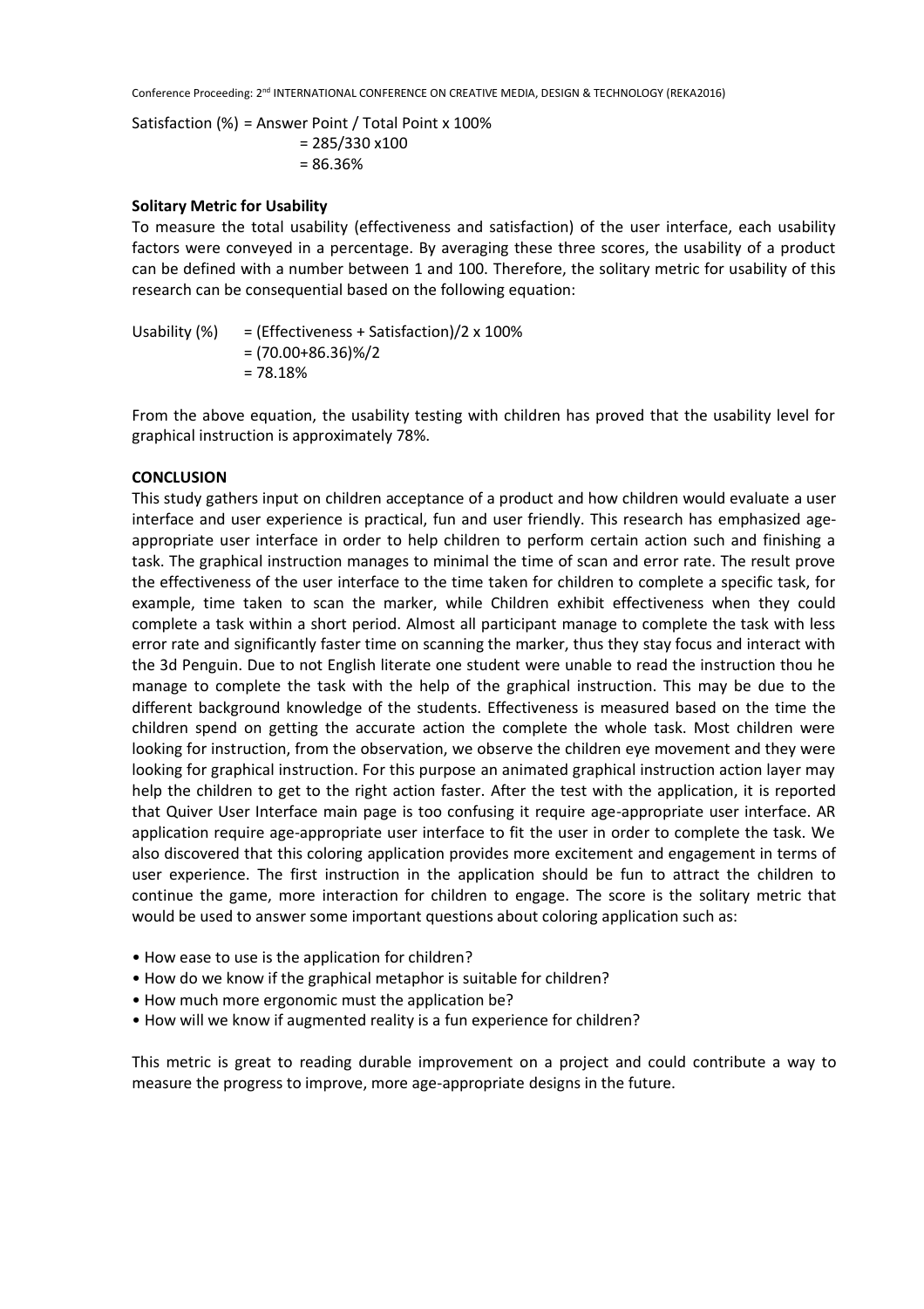$$\text{Satisfaction (\%)} = \text{Answer Point} / \text{Total Point} \times 100\%$$
$$= 285/330 \times 100$$
$$= 86.36\%$$

**Solitary Metric for Usability**

To measure the total usability (effectiveness and satisfaction) of the user interface, each usability factors were conveyed in a percentage. By averaging these three scores, the usability of a product can be defined with a number between 1 and 100. Therefore, the solitary metric for usability of this research can be consequential based on the following equation:

$$\text{Usability (\%)} = (\text{Effectiveness} + \text{Satisfaction})/2 \times 100\%$$
$$= (70.00+86.36)\%/2$$
$$= 78.18\%$$

From the above equation, the usability testing with children has proved that the usability level for graphical instruction is approximately 78%.

**CONCLUSION**

This study gathers input on children acceptance of a product and how children would evaluate a user interface and user experience is practical, fun and user friendly. This research has emphasized age-appropriate user interface in order to help children to perform certain action such and finishing a task. The graphical instruction manages to minimal the time of scan and error rate. The result prove the effectiveness of the user interface to the time taken for children to complete a specific task, for example, time taken to scan the marker, while Children exhibit effectiveness when they could complete a task within a short period. Almost all participant manage to complete the task with less error rate and significantly faster time on scanning the marker, thus they stay focus and interact with the 3d Penguin. Due to not English literate one student were unable to read the instruction thou he manage to complete the task with the help of the graphical instruction. This may be due to the different background knowledge of the students. Effectiveness is measured based on the time the children spend on getting the accurate action the complete the whole task. Most children were looking for instruction, from the observation, we observe the children eye movement and they were looking for graphical instruction. For this purpose an animated graphical instruction action layer may help the children to get to the right action faster. After the test with the application, it is reported that Quiver User Interface main page is too confusing it require age-appropriate user interface. AR application require age-appropriate user interface to fit the user in order to complete the task. We also discovered that this coloring application provides more excitement and engagement in terms of user experience. The first instruction in the application should be fun to attract the children to continue the game, more interaction for children to engage. The score is the solitary metric that would be used to answer some important questions about coloring application such as:

- How ease to use is the application for children?
- How do we know if the graphical metaphor is suitable for children?
- How much more ergonomic must the application be?
- How will we know if augmented reality is a fun experience for children?

This metric is great to reading durable improvement on a project and could contribute a way to measure the progress to improve, more age-appropriate designs in the future.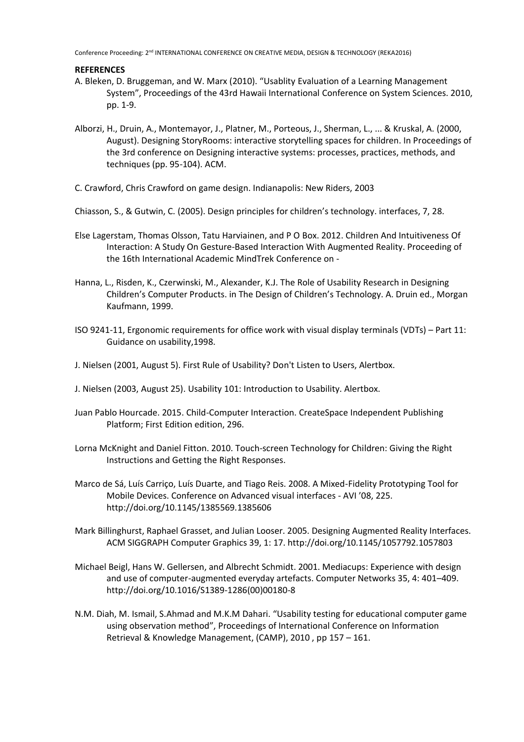**REFERENCES**

A. Bleken, D. Bruggeman, and W. Marx (2010). "Usablity Evaluation of a Learning Management System", Proceedings of the 43rd Hawaii International Conference on System Sciences. 2010, pp. 1-9.

Alborzi, H., Druin, A., Montemayor, J., Platner, M., Porteous, J., Sherman, L., ... & Kruskal, A. (2000, August). Designing StoryRooms: interactive storytelling spaces for children. In Proceedings of the 3rd conference on Designing interactive systems: processes, practices, methods, and techniques (pp. 95-104). ACM.

C. Crawford, Chris Crawford on game design. Indianapolis: New Riders, 2003

Chiasson, S., & Gutwin, C. (2005). Design principles for children's technology. interfaces, 7, 28.

Else Lagerstam, Thomas Olsson, Tatu Harviainen, and P O Box. 2012. Children And Intuitiveness Of Interaction: A Study On Gesture-Based Interaction With Augmented Reality. Proceeding of the 16th International Academic MindTrek Conference on -

Hanna, L., Risden, K., Czerwinski, M., Alexander, K.J. The Role of Usability Research in Designing Children's Computer Products. in The Design of Children's Technology. A. Druin ed., Morgan Kaufmann, 1999.

ISO 9241-11, Ergonomic requirements for office work with visual display terminals (VDTs) – Part 11: Guidance on usability,1998.

J. Nielsen (2001, August 5). First Rule of Usability? Don't Listen to Users, Alertbox.

J. Nielsen (2003, August 25). Usability 101: Introduction to Usability. Alertbox.

Juan Pablo Hourcade. 2015. Child-Computer Interaction. CreateSpace Independent Publishing Platform; First Edition edition, 296.

Lorna McKnight and Daniel Fitton. 2010. Touch-screen Technology for Children: Giving the Right Instructions and Getting the Right Responses.

Marco de Sá, Luís Carriço, Luís Duarte, and Tiago Reis. 2008. A Mixed-Fidelity Prototyping Tool for Mobile Devices. Conference on Advanced visual interfaces - AVI '08, 225. http://doi.org/10.1145/1385569.1385606

Mark Billinghurst, Raphael Grasset, and Julian Looser. 2005. Designing Augmented Reality Interfaces. ACM SIGGRAPH Computer Graphics 39, 1: 17. http://doi.org/10.1145/1057792.1057803

Michael Beigl, Hans W. Gellersen, and Albrecht Schmidt. 2001. Mediacups: Experience with design and use of computer-augmented everyday artefacts. Computer Networks 35, 4: 401–409. http://doi.org/10.1016/S1389-1286(00)00180-8

N.M. Diah, M. Ismail, S.Ahmad and M.K.M Dahari. "Usability testing for educational computer game using observation method", Proceedings of International Conference on Information Retrieval & Knowledge Management, (CAMP), 2010 , pp 157 – 161.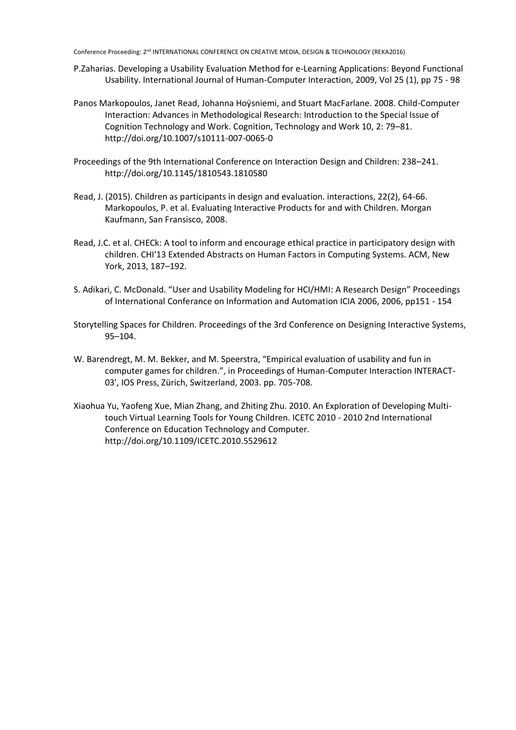P.Zaharias. Developing a Usability Evaluation Method for e-Learning Applications: Beyond Functional Usability. International Journal of Human-Computer Interaction, 2009, Vol 25 (1), pp 75 - 98

Panos Markopoulos, Janet Read, Johanna Hoÿsniemi, and Stuart MacFarlane. 2008. Child-Computer Interaction: Advances in Methodological Research: Introduction to the Special Issue of Cognition Technology and Work. Cognition, Technology and Work 10, 2: 79–81. http://doi.org/10.1007/s10111-007-0065-0

Proceedings of the 9th International Conference on Interaction Design and Children: 238–241. http://doi.org/10.1145/1810543.1810580

Read, J. (2015). Children as participants in design and evaluation. interactions, 22(2), 64-66. Markopoulos, P. et al. Evaluating Interactive Products for and with Children. Morgan Kaufmann, San Fransisco, 2008.

Read, J.C. et al. CHECk: A tool to inform and encourage ethical practice in participatory design with children. CHI'13 Extended Abstracts on Human Factors in Computing Systems. ACM, New York, 2013, 187–192.

S. Adikari, C. McDonald. "User and Usability Modeling for HCI/HMI: A Research Design" Proceedings of International Conferance on Information and Automation ICIA 2006, 2006, pp151 - 154

Storytelling Spaces for Children. Proceedings of the 3rd Conference on Designing Interactive Systems, 95–104.

W. Barendregt, M. M. Bekker, and M. Speerstra, "Empirical evaluation of usability and fun in computer games for children.", in Proceedings of Human-Computer Interaction INTERACT-03', IOS Press, Zürich, Switzerland, 2003. pp. 705-708.

Xiaohua Yu, Yaofeng Xue, Mian Zhang, and Zhiting Zhu. 2010. An Exploration of Developing Multi-touch Virtual Learning Tools for Young Children. ICETC 2010 - 2010 2nd International Conference on Education Technology and Computer. http://doi.org/10.1109/ICETC.2010.5529612